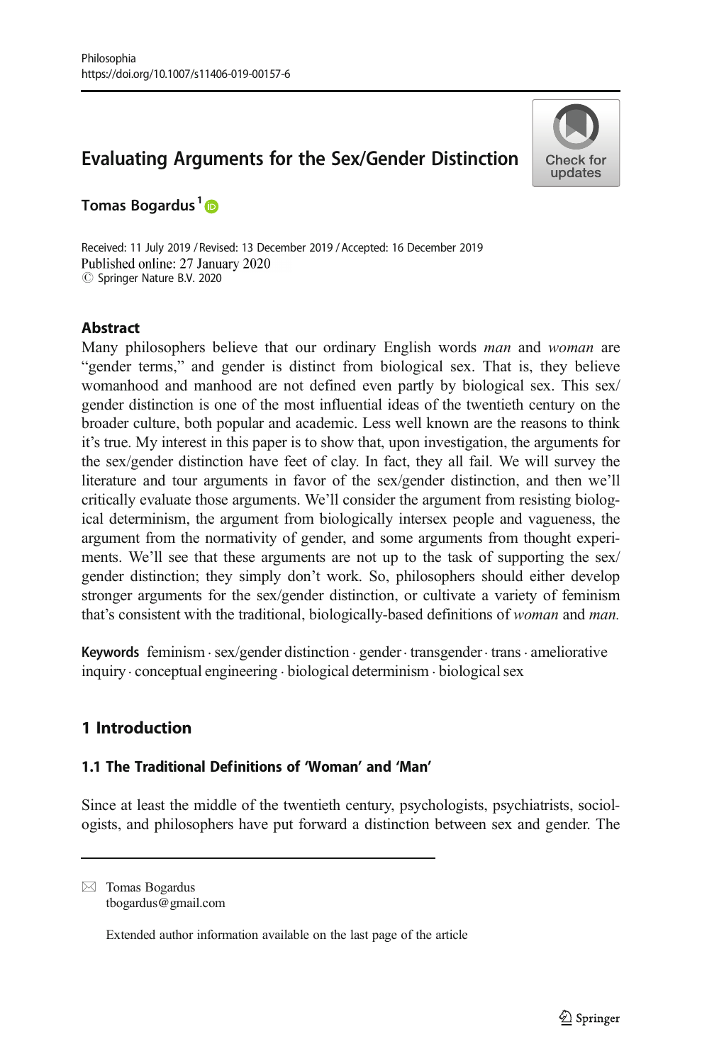# Evaluating Arguments for the Sex/Gender Distinction

**Tomas Bogardus** [1]

Received: 11 July 2019 / Revised: 13 December 2019 / Accepted: 16 December 2019
Published online: 27 January 2020
© Springer Nature B.V. 2020

## Abstract

Many philosophers believe that our ordinary English words *man* and *woman* are "gender terms," and gender is distinct from biological sex. That is, they believe womanhood and manhood are not defined even partly by biological sex. This sex/gender distinction is one of the most influential ideas of the twentieth century on the broader culture, both popular and academic. Less well known are the reasons to think it's true. My interest in this paper is to show that, upon investigation, the arguments for the sex/gender distinction have feet of clay. In fact, they all fail. We will survey the literature and tour arguments in favor of the sex/gender distinction, and then we'll critically evaluate those arguments. We'll consider the argument from resisting biological determinism, the argument from biologically intersex people and vagueness, the argument from the normativity of gender, and some arguments from thought experiments. We'll see that these arguments are not up to the task of supporting the sex/gender distinction; they simply don't work. So, philosophers should either develop stronger arguments for the sex/gender distinction, or cultivate a variety of feminism that's consistent with the traditional, biologically-based definitions of *woman* and *man.*

**Keywords** feminism · sex/gender distinction · gender · transgender · trans · ameliorative inquiry · conceptual engineering · biological determinism · biological sex

## 1 Introduction

### 1.1 The Traditional Definitions of 'Woman' and 'Man'

Since at least the middle of the twentieth century, psychologists, psychiatrists, sociologists, and philosophers have put forward a distinction between sex and gender. The

---

✉ Tomas Bogardus
tbogardus@gmail.com

Extended author information available on the last page of the article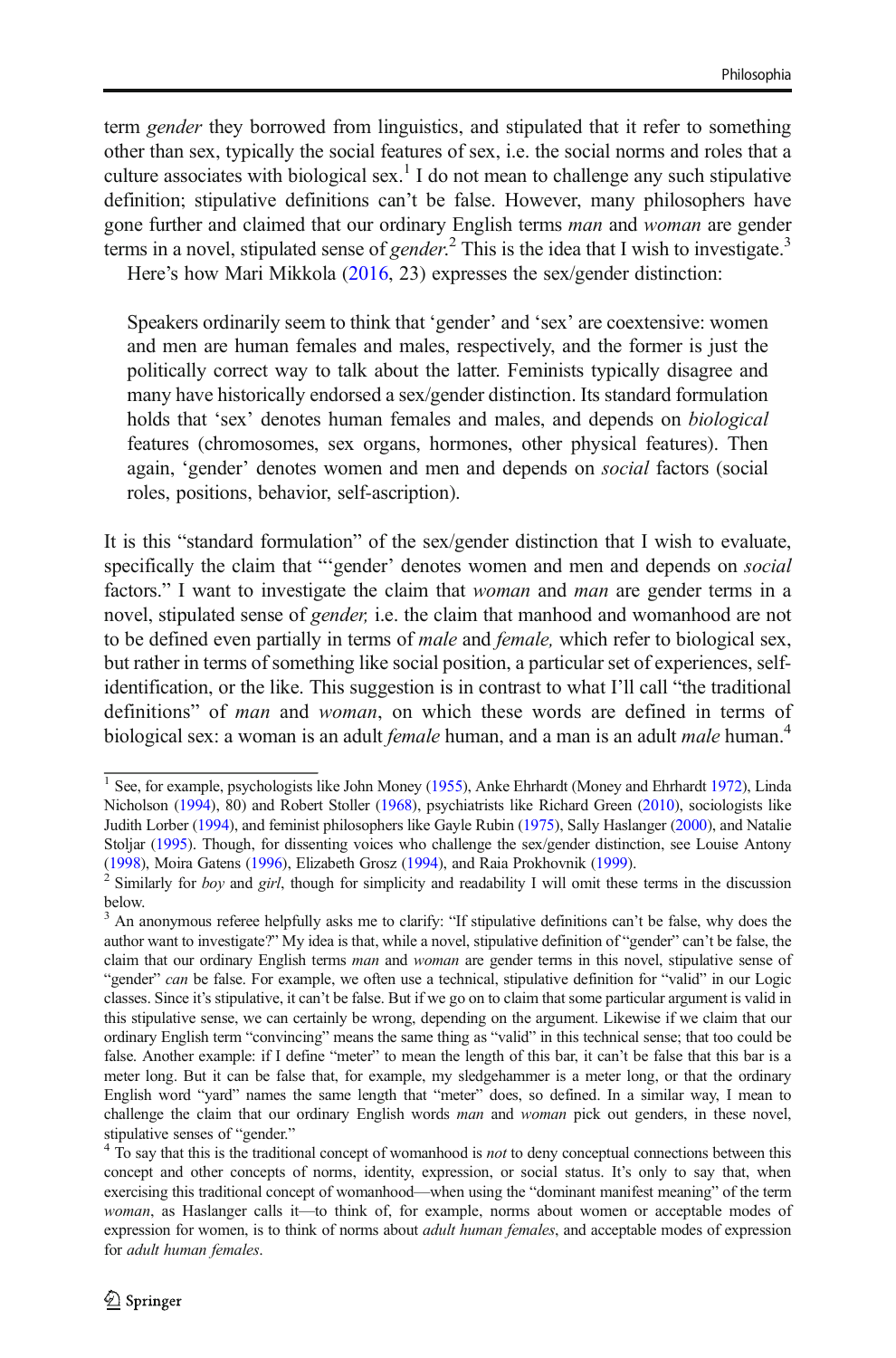term *gender* they borrowed from linguistics, and stipulated that it refer to something other than sex, typically the social features of sex, i.e. the social norms and roles that a culture associates with biological sex.[1] I do not mean to challenge any such stipulative definition; stipulative definitions can't be false. However, many philosophers have gone further and claimed that our ordinary English terms *man* and *woman* are gender terms in a novel, stipulated sense of *gender*.[2] This is the idea that I wish to investigate.[3]

Here's how Mari Mikkola (2016, 23) expresses the sex/gender distinction:

> Speakers ordinarily seem to think that 'gender' and 'sex' are coextensive: women and men are human females and males, respectively, and the former is just the politically correct way to talk about the latter. Feminists typically disagree and many have historically endorsed a sex/gender distinction. Its standard formulation holds that 'sex' denotes human females and males, and depends on *biological* features (chromosomes, sex organs, hormones, other physical features). Then again, 'gender' denotes women and men and depends on *social* factors (social roles, positions, behavior, self-ascription).

It is this "standard formulation" of the sex/gender distinction that I wish to evaluate, specifically the claim that "'gender' denotes women and men and depends on *social* factors." I want to investigate the claim that *woman* and *man* are gender terms in a novel, stipulated sense of *gender,* i.e. the claim that manhood and womanhood are not to be defined even partially in terms of *male* and *female,* which refer to biological sex, but rather in terms of something like social position, a particular set of experiences, self-identification, or the like. This suggestion is in contrast to what I'll call "the traditional definitions" of *man* and *woman*, on which these words are defined in terms of biological sex: a woman is an adult *female* human, and a man is an adult *male* human.[4]

---

[1] See, for example, psychologists like John Money (1955), Anke Ehrhardt (Money and Ehrhardt 1972), Linda Nicholson (1994), 80) and Robert Stoller (1968), psychiatrists like Richard Green (2010), sociologists like Judith Lorber (1994), and feminist philosophers like Gayle Rubin (1975), Sally Haslanger (2000), and Natalie Stoljar (1995). Though, for dissenting voices who challenge the sex/gender distinction, see Louise Antony (1998), Moira Gatens (1996), Elizabeth Grosz (1994), and Raia Prokhovnik (1999).

[2] Similarly for *boy* and *girl*, though for simplicity and readability I will omit these terms in the discussion below.

[3] An anonymous referee helpfully asks me to clarify: "If stipulative definitions can't be false, why does the author want to investigate?" My idea is that, while a novel, stipulative definition of "gender" can't be false, the claim that our ordinary English terms *man* and *woman* are gender terms in this novel, stipulative sense of "gender" *can* be false. For example, we often use a technical, stipulative definition for "valid" in our Logic classes. Since it's stipulative, it can't be false. But if we go on to claim that some particular argument is valid in this stipulative sense, we can certainly be wrong, depending on the argument. Likewise if we claim that our ordinary English term "convincing" means the same thing as "valid" in this technical sense; that too could be false. Another example: if I define "meter" to mean the length of this bar, it can't be false that this bar is a meter long. But it can be false that, for example, my sledgehammer is a meter long, or that the ordinary English word "yard" names the same length that "meter" does, so defined. In a similar way, I mean to challenge the claim that our ordinary English words *man* and *woman* pick out genders, in these novel, stipulative senses of "gender."

[4] To say that this is the traditional concept of womanhood is *not* to deny conceptual connections between this concept and other concepts of norms, identity, expression, or social status. It's only to say that, when exercising this traditional concept of womanhood—when using the "dominant manifest meaning" of the term *woman*, as Haslanger calls it—to think of, for example, norms about women or acceptable modes of expression for women, is to think of norms about *adult human females*, and acceptable modes of expression for *adult human females*.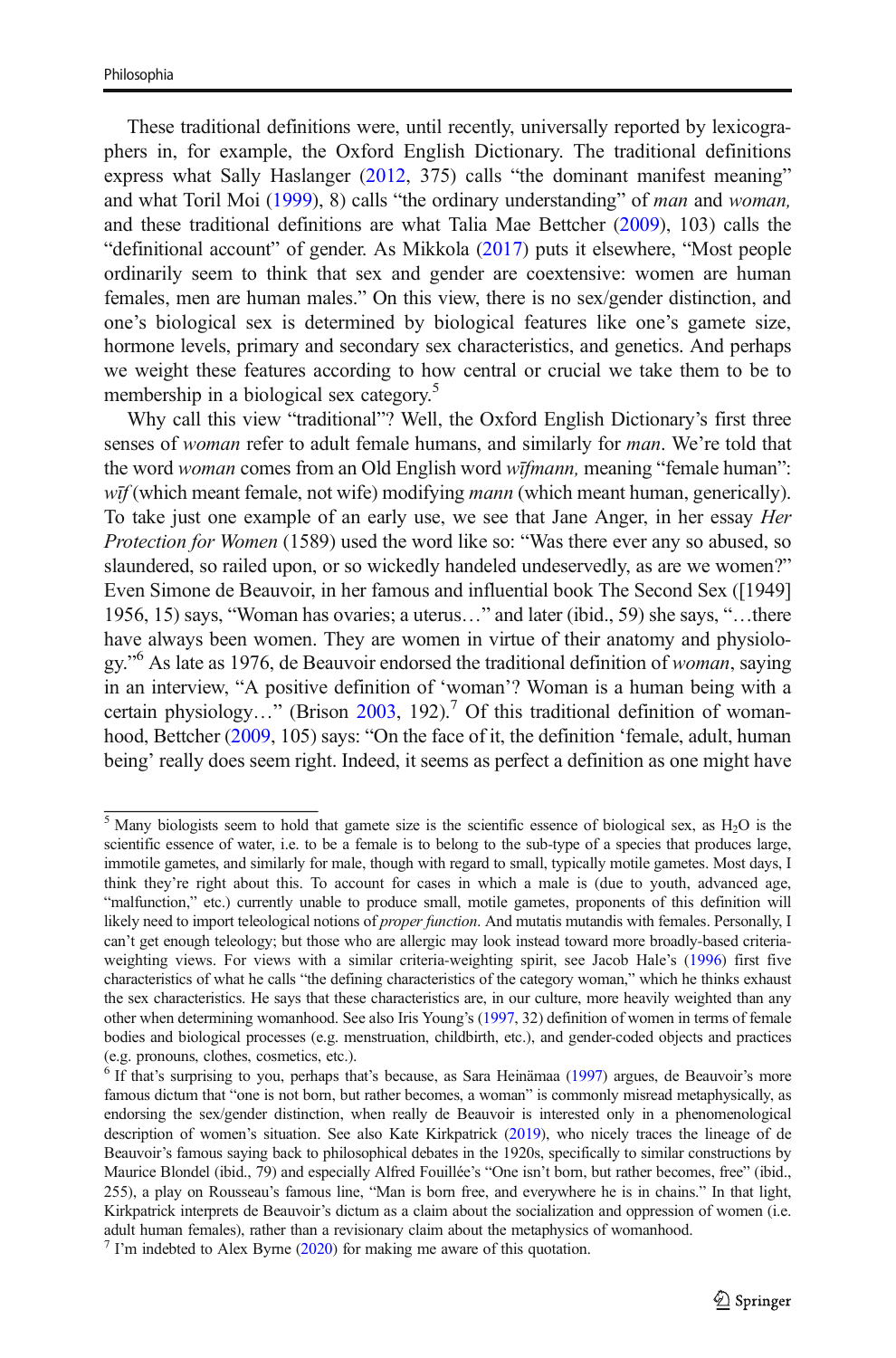These traditional definitions were, until recently, universally reported by lexicographers in, for example, the Oxford English Dictionary. The traditional definitions express what Sally Haslanger (2012, 375) calls "the dominant manifest meaning" and what Toril Moi (1999), 8) calls "the ordinary understanding" of *man* and *woman,* and these traditional definitions are what Talia Mae Bettcher (2009), 103) calls the "definitional account" of gender. As Mikkola (2017) puts it elsewhere, "Most people ordinarily seem to think that sex and gender are coextensive: women are human females, men are human males." On this view, there is no sex/gender distinction, and one's biological sex is determined by biological features like one's gamete size, hormone levels, primary and secondary sex characteristics, and genetics. And perhaps we weight these features according to how central or crucial we take them to be to membership in a biological sex category.[5]

Why call this view "traditional"? Well, the Oxford English Dictionary's first three senses of *woman* refer to adult female humans, and similarly for *man*. We're told that the word *woman* comes from an Old English word *wīfmann,* meaning "female human": *wīf* (which meant female, not wife) modifying *mann* (which meant human, generically). To take just one example of an early use, we see that Jane Anger, in her essay *Her Protection for Women* (1589) used the word like so: "Was there ever any so abused, so slaundered, so railed upon, or so wickedly handeled undeservedly, as are we women?" Even Simone de Beauvoir, in her famous and influential book The Second Sex ([1949] 1956, 15) says, "Woman has ovaries; a uterus…" and later (ibid., 59) she says, "…there have always been women. They are women in virtue of their anatomy and physiology."[6] As late as 1976, de Beauvoir endorsed the traditional definition of *woman*, saying in an interview, "A positive definition of 'woman'? Woman is a human being with a certain physiology…" (Brison 2003, 192).[7] Of this traditional definition of womanhood, Bettcher (2009, 105) says: "On the face of it, the definition 'female, adult, human being' really does seem right. Indeed, it seems as perfect a definition as one might have

---

[5] Many biologists seem to hold that gamete size is the scientific essence of biological sex, as $H_2O$ is the scientific essence of water, i.e. to be a female is to belong to the sub-type of a species that produces large, immotile gametes, and similarly for male, though with regard to small, typically motile gametes. Most days, I think they're right about this. To account for cases in which a male is (due to youth, advanced age, "malfunction," etc.) currently unable to produce small, motile gametes, proponents of this definition will likely need to import teleological notions of *proper function*. And mutatis mutandis with females. Personally, I can't get enough teleology; but those who are allergic may look instead toward more broadly-based criteria-weighting views. For views with a similar criteria-weighting spirit, see Jacob Hale's (1996) first five characteristics of what he calls "the defining characteristics of the category woman," which he thinks exhaust the sex characteristics. He says that these characteristics are, in our culture, more heavily weighted than any other when determining womanhood. See also Iris Young's (1997, 32) definition of women in terms of female bodies and biological processes (e.g. menstruation, childbirth, etc.), and gender-coded objects and practices (e.g. pronouns, clothes, cosmetics, etc.).

[6] If that's surprising to you, perhaps that's because, as Sara Heinämaa (1997) argues, de Beauvoir's more famous dictum that "one is not born, but rather becomes, a woman" is commonly misread metaphysically, as endorsing the sex/gender distinction, when really de Beauvoir is interested only in a phenomenological description of women's situation. See also Kate Kirkpatrick (2019), who nicely traces the lineage of de Beauvoir's famous saying back to philosophical debates in the 1920s, specifically to similar constructions by Maurice Blondel (ibid., 79) and especially Alfred Fouillée's "One isn't born, but rather becomes, free" (ibid., 255), a play on Rousseau's famous line, "Man is born free, and everywhere he is in chains." In that light, Kirkpatrick interprets de Beauvoir's dictum as a claim about the socialization and oppression of women (i.e. adult human females), rather than a revisionary claim about the metaphysics of womanhood.

[7] I'm indebted to Alex Byrne (2020) for making me aware of this quotation.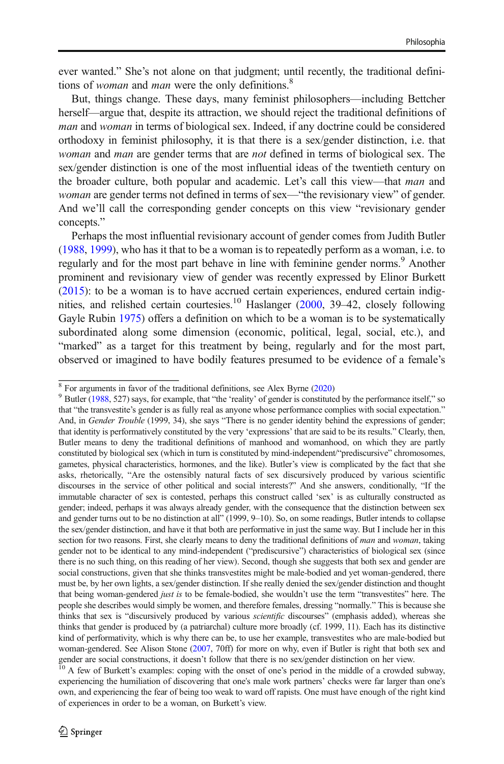ever wanted." She's not alone on that judgment; until recently, the traditional definitions of *woman* and *man* were the only definitions.[8]

But, things change. These days, many feminist philosophers—including Bettcher herself—argue that, despite its attraction, we should reject the traditional definitions of *man* and *woman* in terms of biological sex. Indeed, if any doctrine could be considered orthodoxy in feminist philosophy, it is that there is a sex/gender distinction, i.e. that *woman* and *man* are gender terms that are *not* defined in terms of biological sex. The sex/gender distinction is one of the most influential ideas of the twentieth century on the broader culture, both popular and academic. Let's call this view—that *man* and *woman* are gender terms not defined in terms of sex—"the revisionary view" of gender. And we'll call the corresponding gender concepts on this view "revisionary gender concepts."

Perhaps the most influential revisionary account of gender comes from Judith Butler (1988, 1999), who has it that to be a woman is to repeatedly perform as a woman, i.e. to regularly and for the most part behave in line with feminine gender norms.[9] Another prominent and revisionary view of gender was recently expressed by Elinor Burkett (2015): to be a woman is to have accrued certain experiences, endured certain indignities, and relished certain courtesies.[10] Haslanger (2000, 39–42, closely following Gayle Rubin 1975) offers a definition on which to be a woman is to be systematically subordinated along some dimension (economic, political, legal, social, etc.), and "marked" as a target for this treatment by being, regularly and for the most part, observed or imagined to have bodily features presumed to be evidence of a female's

---

[8] For arguments in favor of the traditional definitions, see Alex Byrne (2020)

[9] Butler (1988, 527) says, for example, that "the 'reality' of gender is constituted by the performance itself," so that "the transvestite's gender is as fully real as anyone whose performance complies with social expectation." And, in *Gender Trouble* (1999, 34), she says "There is no gender identity behind the expressions of gender; that identity is performatively constituted by the very 'expressions' that are said to be its results." Clearly, then, Butler means to deny the traditional definitions of manhood and womanhood, on which they are partly constituted by biological sex (which in turn is constituted by mind-independent/"prediscursive" chromosomes, gametes, physical characteristics, hormones, and the like). Butler's view is complicated by the fact that she asks, rhetorically, "Are the ostensibly natural facts of sex discursively produced by various scientific discourses in the service of other political and social interests?" And she answers, conditionally, "If the immutable character of sex is contested, perhaps this construct called 'sex' is as culturally constructed as gender; indeed, perhaps it was always already gender, with the consequence that the distinction between sex and gender turns out to be no distinction at all" (1999, 9–10). So, on some readings, Butler intends to collapse the sex/gender distinction, and have it that both are performative in just the same way. But I include her in this section for two reasons. First, she clearly means to deny the traditional definitions of *man* and *woman*, taking gender not to be identical to any mind-independent ("prediscursive") characteristics of biological sex (since there is no such thing, on this reading of her view). Second, though she suggests that both sex and gender are social constructions, given that she thinks transvestites might be male-bodied and yet woman-gendered, there must be, by her own lights, a sex/gender distinction. If she really denied the sex/gender distinction and thought that being woman-gendered *just is* to be female-bodied, she wouldn't use the term "transvestites" here. The people she describes would simply be women, and therefore females, dressing "normally." This is because she thinks that sex is "discursively produced by various *scientific* discourses" (emphasis added), whereas she thinks that gender is produced by (a patriarchal) culture more broadly (cf. 1999, 11). Each has its distinctive kind of performativity, which is why there can be, to use her example, transvestites who are male-bodied but woman-gendered. See Alison Stone (2007, 70ff) for more on why, even if Butler is right that both sex and gender are social constructions, it doesn't follow that there is no sex/gender distinction on her view.

[10] A few of Burkett's examples: coping with the onset of one's period in the middle of a crowded subway, experiencing the humiliation of discovering that one's male work partners' checks were far larger than one's own, and experiencing the fear of being too weak to ward off rapists. One must have enough of the right kind of experiences in order to be a woman, on Burkett's view.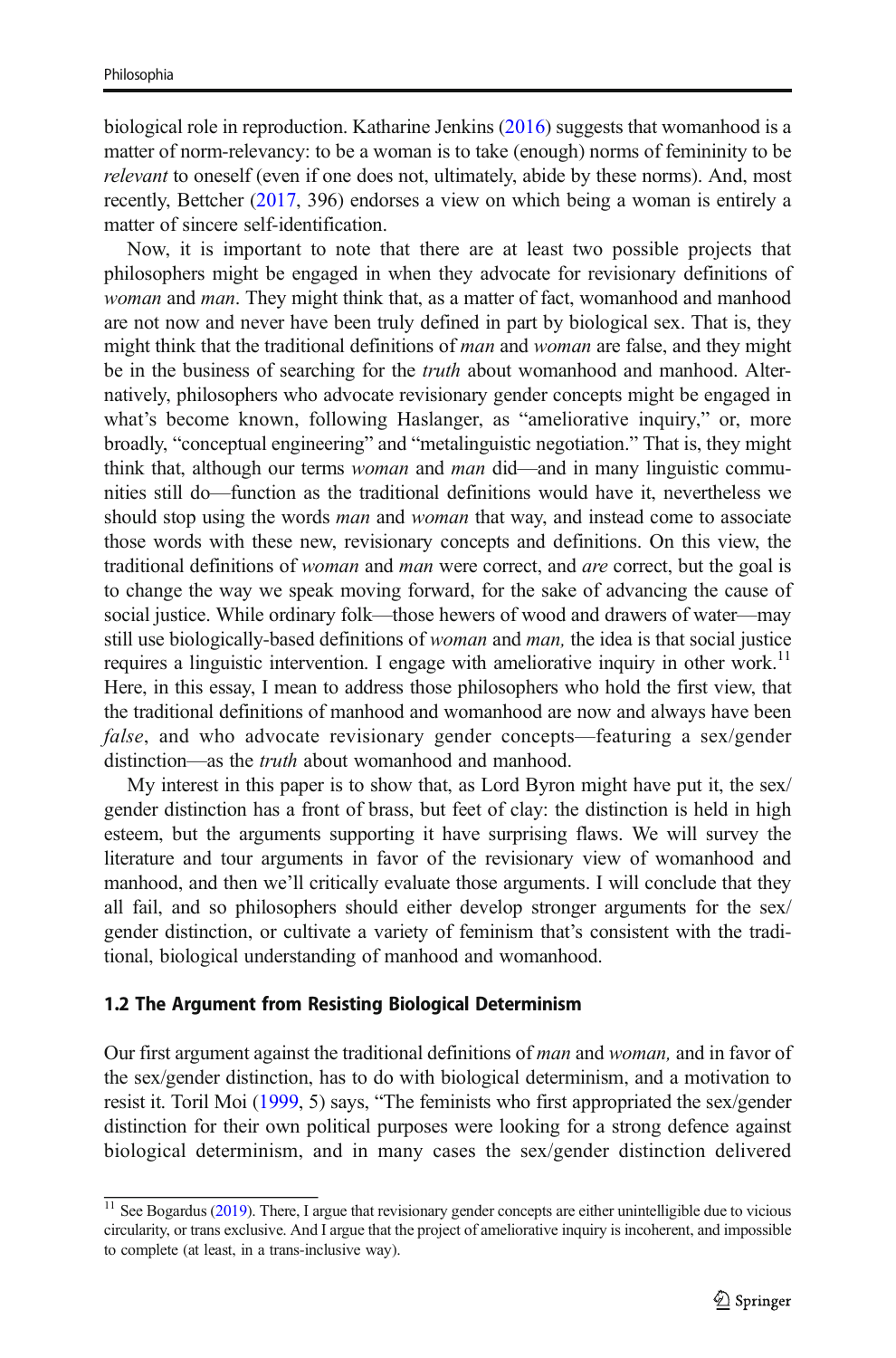biological role in reproduction. Katharine Jenkins (2016) suggests that womanhood is a matter of norm-relevancy: to be a woman is to take (enough) norms of femininity to be *relevant* to oneself (even if one does not, ultimately, abide by these norms). And, most recently, Bettcher (2017, 396) endorses a view on which being a woman is entirely a matter of sincere self-identification.

Now, it is important to note that there are at least two possible projects that philosophers might be engaged in when they advocate for revisionary definitions of *woman* and *man*. They might think that, as a matter of fact, womanhood and manhood are not now and never have been truly defined in part by biological sex. That is, they might think that the traditional definitions of *man* and *woman* are false, and they might be in the business of searching for the *truth* about womanhood and manhood. Alternatively, philosophers who advocate revisionary gender concepts might be engaged in what's become known, following Haslanger, as "ameliorative inquiry," or, more broadly, "conceptual engineering" and "metalinguistic negotiation." That is, they might think that, although our terms *woman* and *man* did—and in many linguistic communities still do—function as the traditional definitions would have it, nevertheless we should stop using the words *man* and *woman* that way, and instead come to associate those words with these new, revisionary concepts and definitions. On this view, the traditional definitions of *woman* and *man* were correct, and *are* correct, but the goal is to change the way we speak moving forward, for the sake of advancing the cause of social justice. While ordinary folk—those hewers of wood and drawers of water—may still use biologically-based definitions of *woman* and *man,* the idea is that social justice requires a linguistic intervention. I engage with ameliorative inquiry in other work.[11] Here, in this essay, I mean to address those philosophers who hold the first view, that the traditional definitions of manhood and womanhood are now and always have been *false*, and who advocate revisionary gender concepts—featuring a sex/gender distinction—as the *truth* about womanhood and manhood.

My interest in this paper is to show that, as Lord Byron might have put it, the sex/gender distinction has a front of brass, but feet of clay: the distinction is held in high esteem, but the arguments supporting it have surprising flaws. We will survey the literature and tour arguments in favor of the revisionary view of womanhood and manhood, and then we'll critically evaluate those arguments. I will conclude that they all fail, and so philosophers should either develop stronger arguments for the sex/gender distinction, or cultivate a variety of feminism that's consistent with the traditional, biological understanding of manhood and womanhood.

### 1.2 The Argument from Resisting Biological Determinism

Our first argument against the traditional definitions of *man* and *woman,* and in favor of the sex/gender distinction, has to do with biological determinism, and a motivation to resist it. Toril Moi (1999, 5) says, "The feminists who first appropriated the sex/gender distinction for their own political purposes were looking for a strong defence against biological determinism, and in many cases the sex/gender distinction delivered

---

[11] See Bogardus (2019). There, I argue that revisionary gender concepts are either unintelligible due to vicious circularity, or trans exclusive. And I argue that the project of ameliorative inquiry is incoherent, and impossible to complete (at least, in a trans-inclusive way).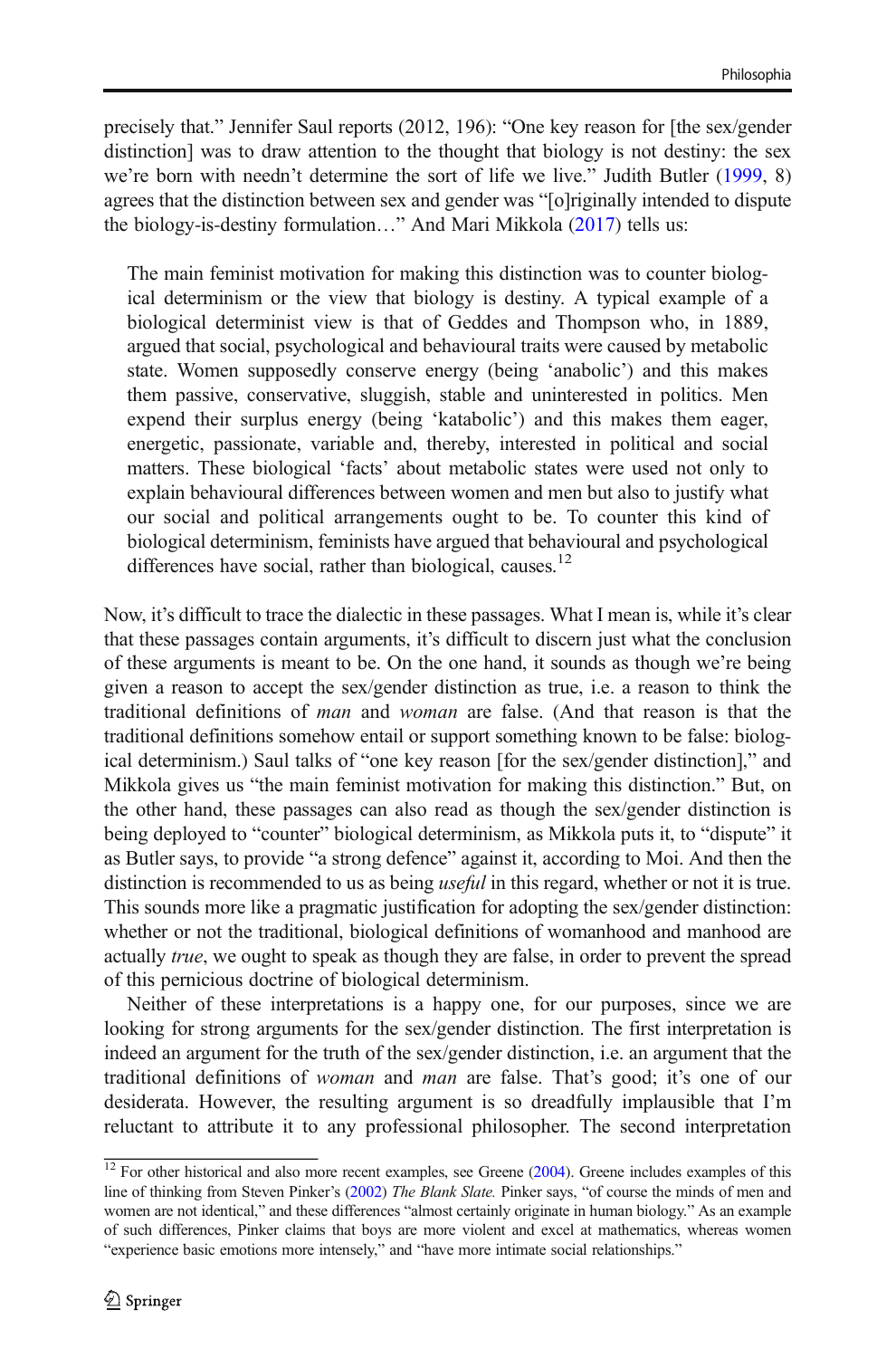precisely that." Jennifer Saul reports (2012, 196): "One key reason for [the sex/gender distinction] was to draw attention to the thought that biology is not destiny: the sex we're born with needn't determine the sort of life we live." Judith Butler (1999, 8) agrees that the distinction between sex and gender was "[o]riginally intended to dispute the biology-is-destiny formulation…" And Mari Mikkola (2017) tells us:

> The main feminist motivation for making this distinction was to counter biological determinism or the view that biology is destiny. A typical example of a biological determinist view is that of Geddes and Thompson who, in 1889, argued that social, psychological and behavioural traits were caused by metabolic state. Women supposedly conserve energy (being 'anabolic') and this makes them passive, conservative, sluggish, stable and uninterested in politics. Men expend their surplus energy (being 'katabolic') and this makes them eager, energetic, passionate, variable and, thereby, interested in political and social matters. These biological 'facts' about metabolic states were used not only to explain behavioural differences between women and men but also to justify what our social and political arrangements ought to be. To counter this kind of biological determinism, feminists have argued that behavioural and psychological differences have social, rather than biological, causes.[12]

Now, it's difficult to trace the dialectic in these passages. What I mean is, while it's clear that these passages contain arguments, it's difficult to discern just what the conclusion of these arguments is meant to be. On the one hand, it sounds as though we're being given a reason to accept the sex/gender distinction as true, i.e. a reason to think the traditional definitions of *man* and *woman* are false. (And that reason is that the traditional definitions somehow entail or support something known to be false: biological determinism.) Saul talks of "one key reason [for the sex/gender distinction]," and Mikkola gives us "the main feminist motivation for making this distinction." But, on the other hand, these passages can also read as though the sex/gender distinction is being deployed to "counter" biological determinism, as Mikkola puts it, to "dispute" it as Butler says, to provide "a strong defence" against it, according to Moi. And then the distinction is recommended to us as being *useful* in this regard, whether or not it is true. This sounds more like a pragmatic justification for adopting the sex/gender distinction: whether or not the traditional, biological definitions of womanhood and manhood are actually *true*, we ought to speak as though they are false, in order to prevent the spread of this pernicious doctrine of biological determinism.

Neither of these interpretations is a happy one, for our purposes, since we are looking for strong arguments for the sex/gender distinction. The first interpretation is indeed an argument for the truth of the sex/gender distinction, i.e. an argument that the traditional definitions of *woman* and *man* are false. That's good; it's one of our desiderata. However, the resulting argument is so dreadfully implausible that I'm reluctant to attribute it to any professional philosopher. The second interpretation

[12] For other historical and also more recent examples, see Greene (2004). Greene includes examples of this line of thinking from Steven Pinker's (2002) *The Blank Slate.* Pinker says, "of course the minds of men and women are not identical," and these differences "almost certainly originate in human biology." As an example of such differences, Pinker claims that boys are more violent and excel at mathematics, whereas women "experience basic emotions more intensely," and "have more intimate social relationships."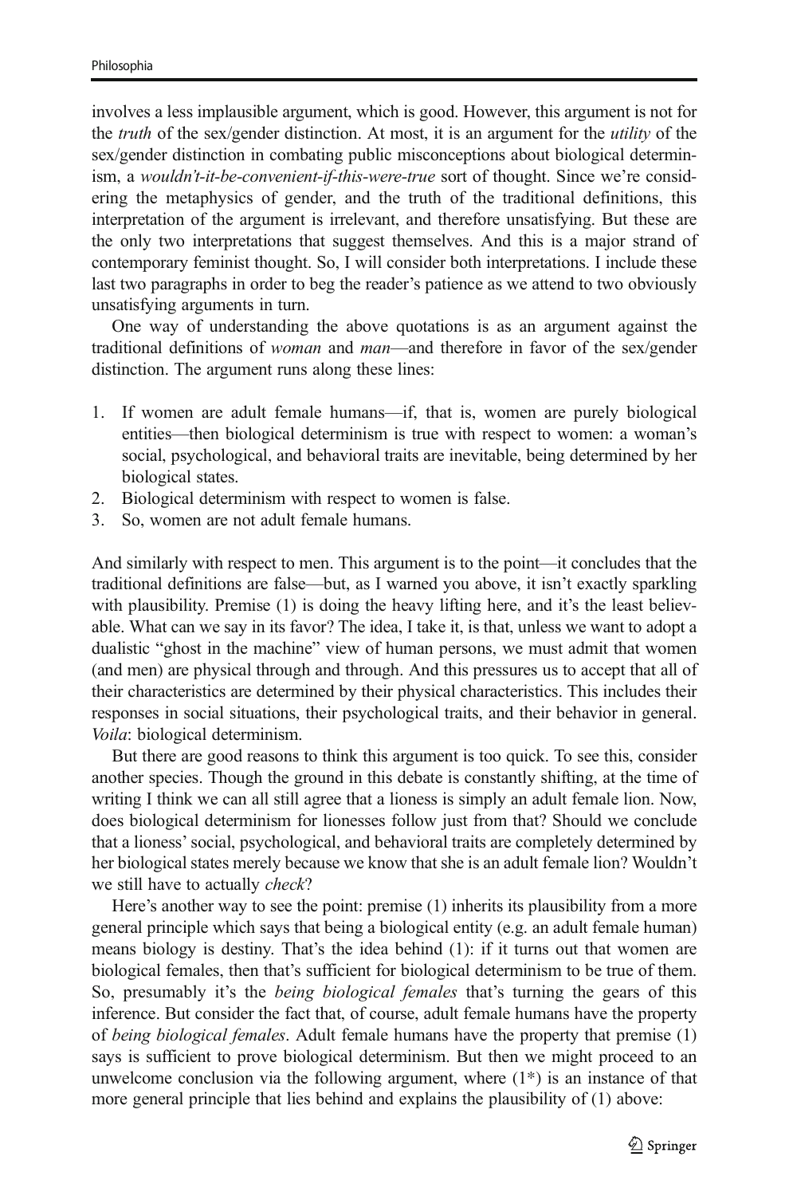involves a less implausible argument, which is good. However, this argument is not for the *truth* of the sex/gender distinction. At most, it is an argument for the *utility* of the sex/gender distinction in combating public misconceptions about biological determinism, a *wouldn't-it-be-convenient-if-this-were-true* sort of thought. Since we're considering the metaphysics of gender, and the truth of the traditional definitions, this interpretation of the argument is irrelevant, and therefore unsatisfying. But these are the only two interpretations that suggest themselves. And this is a major strand of contemporary feminist thought. So, I will consider both interpretations. I include these last two paragraphs in order to beg the reader's patience as we attend to two obviously unsatisfying arguments in turn.

One way of understanding the above quotations is as an argument against the traditional definitions of *woman* and *man*—and therefore in favor of the sex/gender distinction. The argument runs along these lines:

1. If women are adult female humans—if, that is, women are purely biological entities—then biological determinism is true with respect to women: a woman's social, psychological, and behavioral traits are inevitable, being determined by her biological states.
2. Biological determinism with respect to women is false.
3. So, women are not adult female humans.

And similarly with respect to men. This argument is to the point—it concludes that the traditional definitions are false—but, as I warned you above, it isn't exactly sparkling with plausibility. Premise (1) is doing the heavy lifting here, and it's the least believable. What can we say in its favor? The idea, I take it, is that, unless we want to adopt a dualistic "ghost in the machine" view of human persons, we must admit that women (and men) are physical through and through. And this pressures us to accept that all of their characteristics are determined by their physical characteristics. This includes their responses in social situations, their psychological traits, and their behavior in general. *Voila*: biological determinism.

But there are good reasons to think this argument is too quick. To see this, consider another species. Though the ground in this debate is constantly shifting, at the time of writing I think we can all still agree that a lioness is simply an adult female lion. Now, does biological determinism for lionesses follow just from that? Should we conclude that a lioness' social, psychological, and behavioral traits are completely determined by her biological states merely because we know that she is an adult female lion? Wouldn't we still have to actually *check*?

Here's another way to see the point: premise (1) inherits its plausibility from a more general principle which says that being a biological entity (e.g. an adult female human) means biology is destiny. That's the idea behind (1): if it turns out that women are biological females, then that's sufficient for biological determinism to be true of them. So, presumably it's the *being biological females* that's turning the gears of this inference. But consider the fact that, of course, adult female humans have the property of *being biological females*. Adult female humans have the property that premise (1) says is sufficient to prove biological determinism. But then we might proceed to an unwelcome conclusion via the following argument, where (1*) is an instance of that more general principle that lies behind and explains the plausibility of (1) above: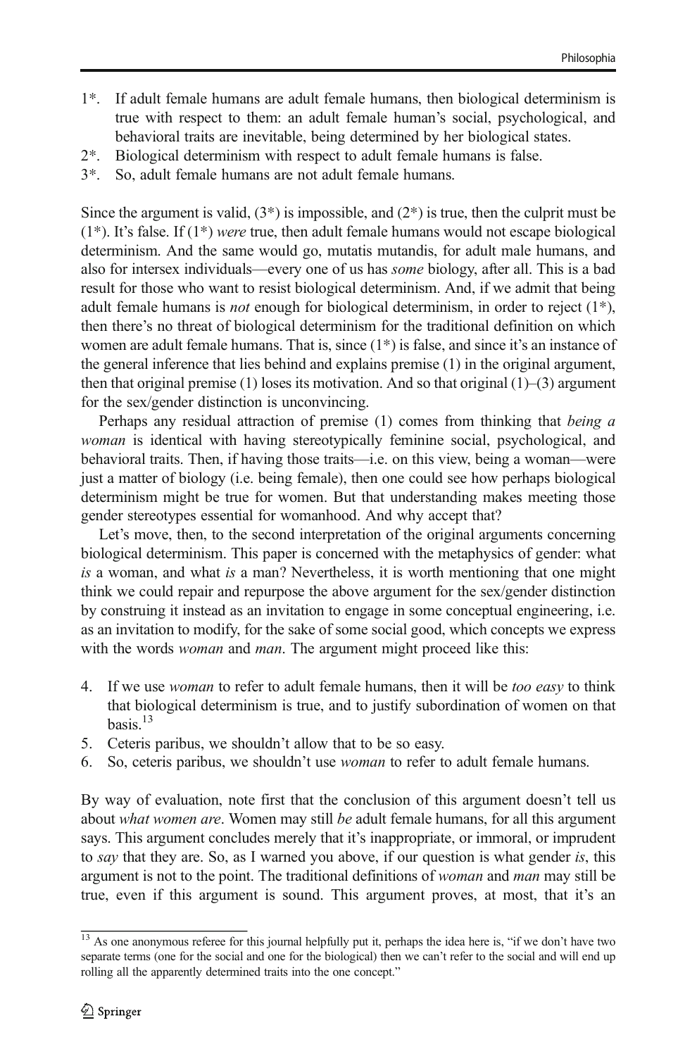1*. If adult female humans are adult female humans, then biological determinism is true with respect to them: an adult female human's social, psychological, and behavioral traits are inevitable, being determined by her biological states.
2*. Biological determinism with respect to adult female humans is false.
3*. So, adult female humans are not adult female humans.

Since the argument is valid, (3*) is impossible, and (2*) is true, then the culprit must be (1*). It's false. If (1*) *were* true, then adult female humans would not escape biological determinism. And the same would go, mutatis mutandis, for adult male humans, and also for intersex individuals—every one of us has *some* biology, after all. This is a bad result for those who want to resist biological determinism. And, if we admit that being adult female humans is *not* enough for biological determinism, in order to reject (1*), then there's no threat of biological determinism for the traditional definition on which women are adult female humans. That is, since (1*) is false, and since it's an instance of the general inference that lies behind and explains premise (1) in the original argument, then that original premise (1) loses its motivation. And so that original (1)–(3) argument for the sex/gender distinction is unconvincing.

Perhaps any residual attraction of premise (1) comes from thinking that *being a woman* is identical with having stereotypically feminine social, psychological, and behavioral traits. Then, if having those traits—i.e. on this view, being a woman—were just a matter of biology (i.e. being female), then one could see how perhaps biological determinism might be true for women. But that understanding makes meeting those gender stereotypes essential for womanhood. And why accept that?

Let's move, then, to the second interpretation of the original arguments concerning biological determinism. This paper is concerned with the metaphysics of gender: what *is* a woman, and what *is* a man? Nevertheless, it is worth mentioning that one might think we could repair and repurpose the above argument for the sex/gender distinction by construing it instead as an invitation to engage in some conceptual engineering, i.e. as an invitation to modify, for the sake of some social good, which concepts we express with the words *woman* and *man*. The argument might proceed like this:

4. If we use *woman* to refer to adult female humans, then it will be *too easy* to think that biological determinism is true, and to justify subordination of women on that basis.[13]
5. Ceteris paribus, we shouldn't allow that to be so easy.
6. So, ceteris paribus, we shouldn't use *woman* to refer to adult female humans.

By way of evaluation, note first that the conclusion of this argument doesn't tell us about *what women are*. Women may still *be* adult female humans, for all this argument says. This argument concludes merely that it's inappropriate, or immoral, or imprudent to *say* that they are. So, as I warned you above, if our question is what gender *is*, this argument is not to the point. The traditional definitions of *woman* and *man* may still be true, even if this argument is sound. This argument proves, at most, that it's an

[13] As one anonymous referee for this journal helpfully put it, perhaps the idea here is, "if we don't have two separate terms (one for the social and one for the biological) then we can't refer to the social and will end up rolling all the apparently determined traits into the one concept."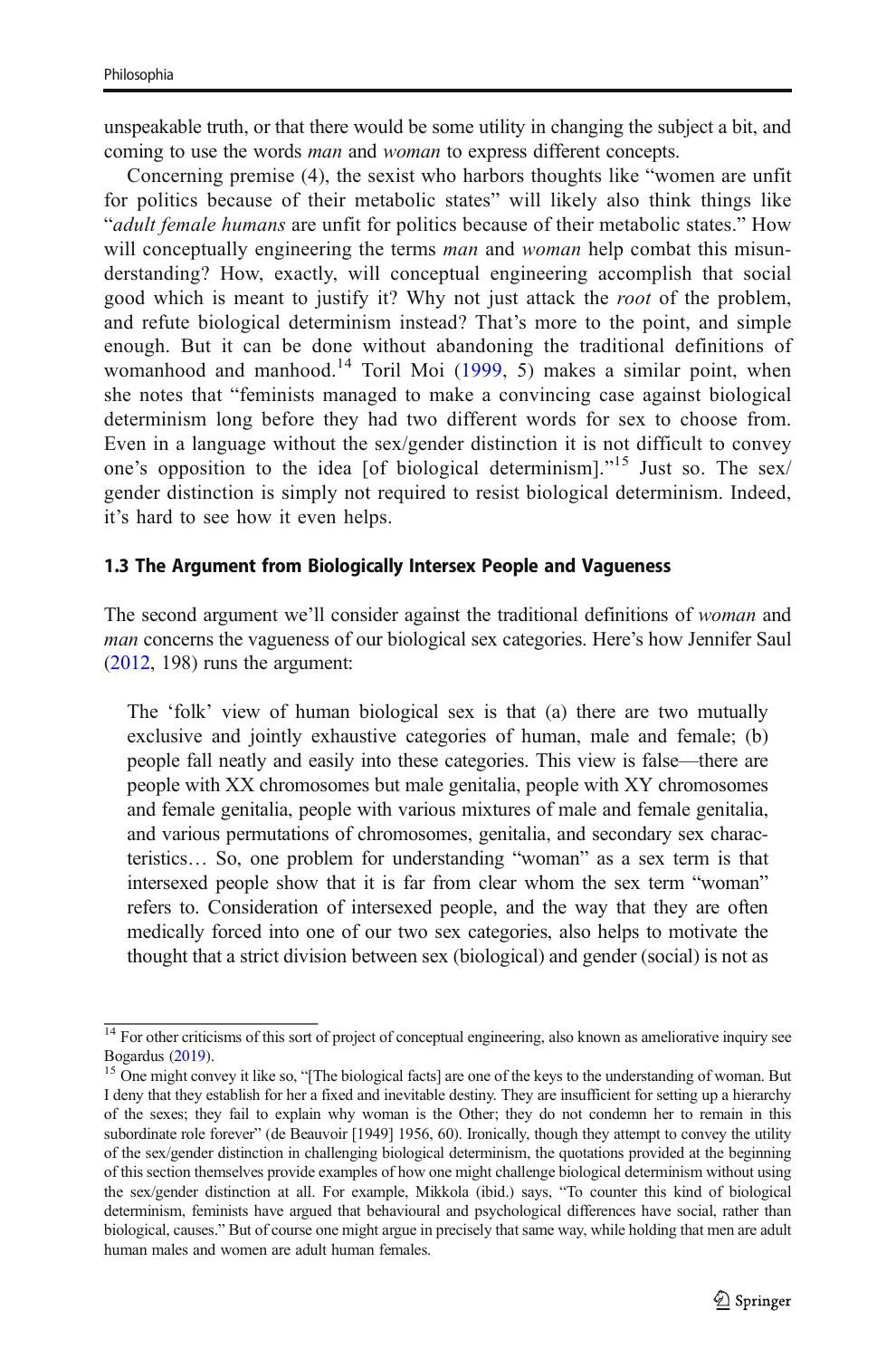unspeakable truth, or that there would be some utility in changing the subject a bit, and coming to use the words *man* and *woman* to express different concepts.

Concerning premise (4), the sexist who harbors thoughts like "women are unfit for politics because of their metabolic states" will likely also think things like "*adult female humans* are unfit for politics because of their metabolic states." How will conceptually engineering the terms *man* and *woman* help combat this misunderstanding? How, exactly, will conceptual engineering accomplish that social good which is meant to justify it? Why not just attack the *root* of the problem, and refute biological determinism instead? That's more to the point, and simple enough. But it can be done without abandoning the traditional definitions of womanhood and manhood.[14] Toril Moi (1999, 5) makes a similar point, when she notes that "feminists managed to make a convincing case against biological determinism long before they had two different words for sex to choose from. Even in a language without the sex/gender distinction it is not difficult to convey one's opposition to the idea [of biological determinism]."[15] Just so. The sex/gender distinction is simply not required to resist biological determinism. Indeed, it's hard to see how it even helps.

### 1.3 The Argument from Biologically Intersex People and Vagueness

The second argument we'll consider against the traditional definitions of *woman* and *man* concerns the vagueness of our biological sex categories. Here's how Jennifer Saul (2012, 198) runs the argument:

> The 'folk' view of human biological sex is that (a) there are two mutually exclusive and jointly exhaustive categories of human, male and female; (b) people fall neatly and easily into these categories. This view is false—there are people with XX chromosomes but male genitalia, people with XY chromosomes and female genitalia, people with various mixtures of male and female genitalia, and various permutations of chromosomes, genitalia, and secondary sex characteristics… So, one problem for understanding "woman" as a sex term is that intersexed people show that it is far from clear whom the sex term "woman" refers to. Consideration of intersexed people, and the way that they are often medically forced into one of our two sex categories, also helps to motivate the thought that a strict division between sex (biological) and gender (social) is not as

---

[14] For other criticisms of this sort of project of conceptual engineering, also known as ameliorative inquiry see Bogardus (2019).

[15] One might convey it like so, "[The biological facts] are one of the keys to the understanding of woman. But I deny that they establish for her a fixed and inevitable destiny. They are insufficient for setting up a hierarchy of the sexes; they fail to explain why woman is the Other; they do not condemn her to remain in this subordinate role forever" (de Beauvoir [1949] 1956, 60). Ironically, though they attempt to convey the utility of the sex/gender distinction in challenging biological determinism, the quotations provided at the beginning of this section themselves provide examples of how one might challenge biological determinism without using the sex/gender distinction at all. For example, Mikkola (ibid.) says, "To counter this kind of biological determinism, feminists have argued that behavioural and psychological differences have social, rather than biological, causes." But of course one might argue in precisely that same way, while holding that men are adult human males and women are adult human females.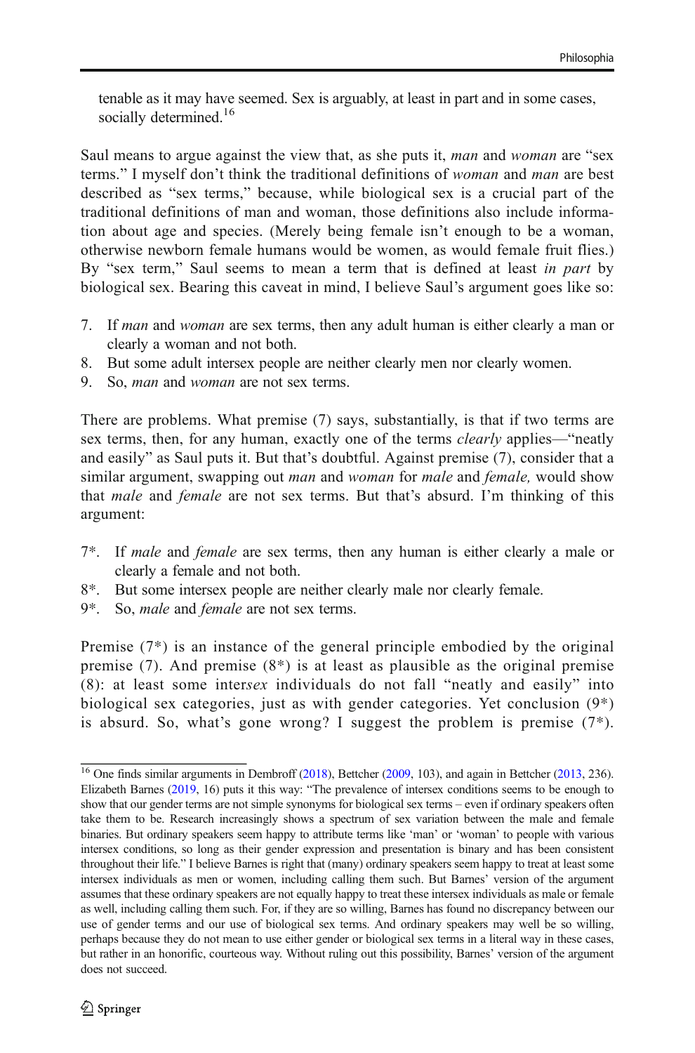> tenable as it may have seemed. Sex is arguably, at least in part and in some cases, socially determined.[16]

Saul means to argue against the view that, as she puts it, *man* and *woman* are "sex terms." I myself don't think the traditional definitions of *woman* and *man* are best described as "sex terms," because, while biological sex is a crucial part of the traditional definitions of man and woman, those definitions also include information about age and species. (Merely being female isn't enough to be a woman, otherwise newborn female humans would be women, as would female fruit flies.) By "sex term," Saul seems to mean a term that is defined at least *in part* by biological sex. Bearing this caveat in mind, I believe Saul's argument goes like so:

7. If *man* and *woman* are sex terms, then any adult human is either clearly a man or clearly a woman and not both.
8. But some adult intersex people are neither clearly men nor clearly women.
9. So, *man* and *woman* are not sex terms.

There are problems. What premise (7) says, substantially, is that if two terms are sex terms, then, for any human, exactly one of the terms *clearly* applies—"neatly and easily" as Saul puts it. But that's doubtful. Against premise (7), consider that a similar argument, swapping out *man* and *woman* for *male* and *female,* would show that *male* and *female* are not sex terms. But that's absurd. I'm thinking of this argument:

7*. If *male* and *female* are sex terms, then any human is either clearly a male or clearly a female and not both.

8*. But some intersex people are neither clearly male nor clearly female.

9*. So, *male* and *female* are not sex terms.

Premise (7*) is an instance of the general principle embodied by the original premise (7). And premise (8*) is at least as plausible as the original premise (8): at least some inter*sex* individuals do not fall "neatly and easily" into biological sex categories, just as with gender categories. Yet conclusion (9*) is absurd. So, what's gone wrong? I suggest the problem is premise (7*).

---

[16] One finds similar arguments in Dembroff (2018), Bettcher (2009, 103), and again in Bettcher (2013, 236). Elizabeth Barnes (2019, 16) puts it this way: "The prevalence of intersex conditions seems to be enough to show that our gender terms are not simple synonyms for biological sex terms – even if ordinary speakers often take them to be. Research increasingly shows a spectrum of sex variation between the male and female binaries. But ordinary speakers seem happy to attribute terms like 'man' or 'woman' to people with various intersex conditions, so long as their gender expression and presentation is binary and has been consistent throughout their life." I believe Barnes is right that (many) ordinary speakers seem happy to treat at least some intersex individuals as men or women, including calling them such. But Barnes' version of the argument assumes that these ordinary speakers are not equally happy to treat these intersex individuals as male or female as well, including calling them such. For, if they are so willing, Barnes has found no discrepancy between our use of gender terms and our use of biological sex terms. And ordinary speakers may well be so willing, perhaps because they do not mean to use either gender or biological sex terms in a literal way in these cases, but rather in an honorific, courteous way. Without ruling out this possibility, Barnes' version of the argument does not succeed.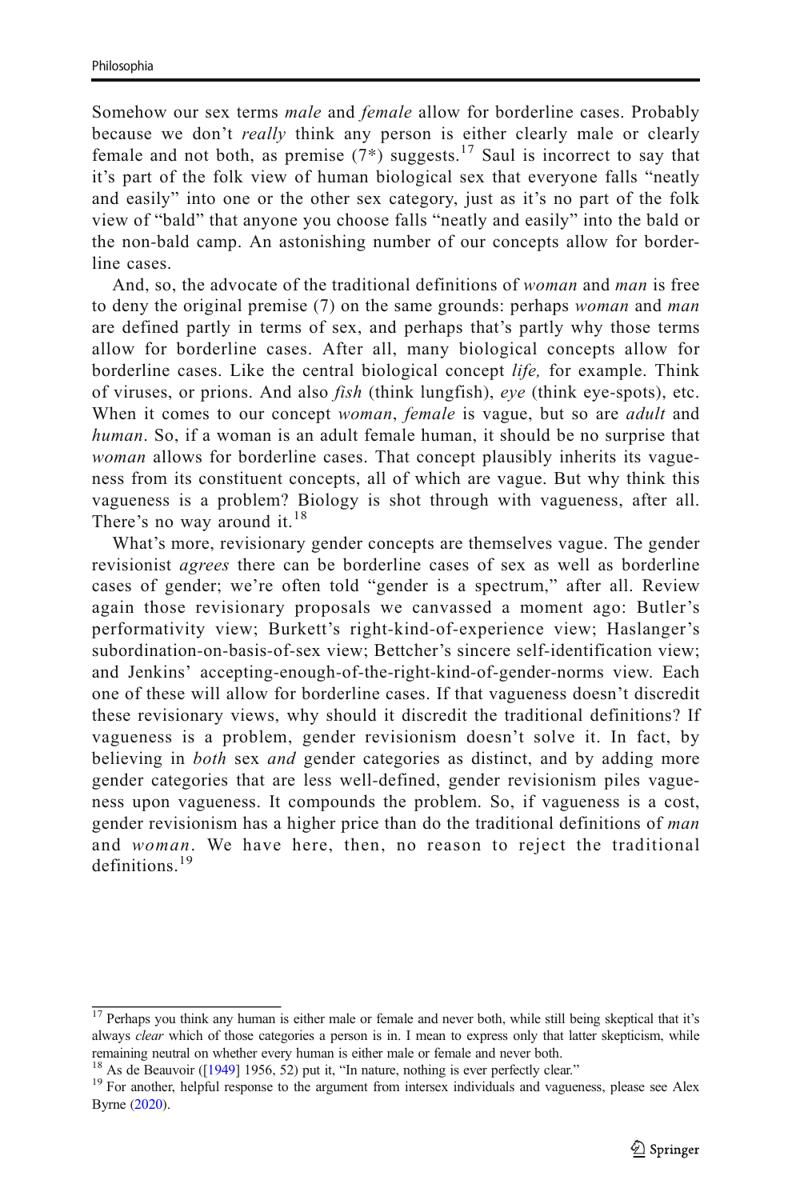Somehow our sex terms *male* and *female* allow for borderline cases. Probably because we don't *really* think any person is either clearly male or clearly female and not both, as premise (7*) suggests.[17] Saul is incorrect to say that it's part of the folk view of human biological sex that everyone falls "neatly and easily" into one or the other sex category, just as it's no part of the folk view of "bald" that anyone you choose falls "neatly and easily" into the bald or the non-bald camp. An astonishing number of our concepts allow for borderline cases.

And, so, the advocate of the traditional definitions of *woman* and *man* is free to deny the original premise (7) on the same grounds: perhaps *woman* and *man* are defined partly in terms of sex, and perhaps that's partly why those terms allow for borderline cases. After all, many biological concepts allow for borderline cases. Like the central biological concept *life,* for example. Think of viruses, or prions. And also *fish* (think lungfish), *eye* (think eye-spots), etc. When it comes to our concept *woman*, *female* is vague, but so are *adult* and *human*. So, if a woman is an adult female human, it should be no surprise that *woman* allows for borderline cases. That concept plausibly inherits its vagueness from its constituent concepts, all of which are vague. But why think this vagueness is a problem? Biology is shot through with vagueness, after all. There's no way around it.[18]

What's more, revisionary gender concepts are themselves vague. The gender revisionist *agrees* there can be borderline cases of sex as well as borderline cases of gender; we're often told "gender is a spectrum," after all. Review again those revisionary proposals we canvassed a moment ago: Butler's performativity view; Burkett's right-kind-of-experience view; Haslanger's subordination-on-basis-of-sex view; Bettcher's sincere self-identification view; and Jenkins' accepting-enough-of-the-right-kind-of-gender-norms view. Each one of these will allow for borderline cases. If that vagueness doesn't discredit these revisionary views, why should it discredit the traditional definitions? If vagueness is a problem, gender revisionism doesn't solve it. In fact, by believing in *both* sex *and* gender categories as distinct, and by adding more gender categories that are less well-defined, gender revisionism piles vagueness upon vagueness. It compounds the problem. So, if vagueness is a cost, gender revisionism has a higher price than do the traditional definitions of *man* and *woman*. We have here, then, no reason to reject the traditional definitions.[19]

---

[17] Perhaps you think any human is either male or female and never both, while still being skeptical that it's always *clear* which of those categories a person is in. I mean to express only that latter skepticism, while remaining neutral on whether every human is either male or female and never both.

[18] As de Beauvoir ([1949] 1956, 52) put it, "In nature, nothing is ever perfectly clear."

[19] For another, helpful response to the argument from intersex individuals and vagueness, please see Alex Byrne (2020).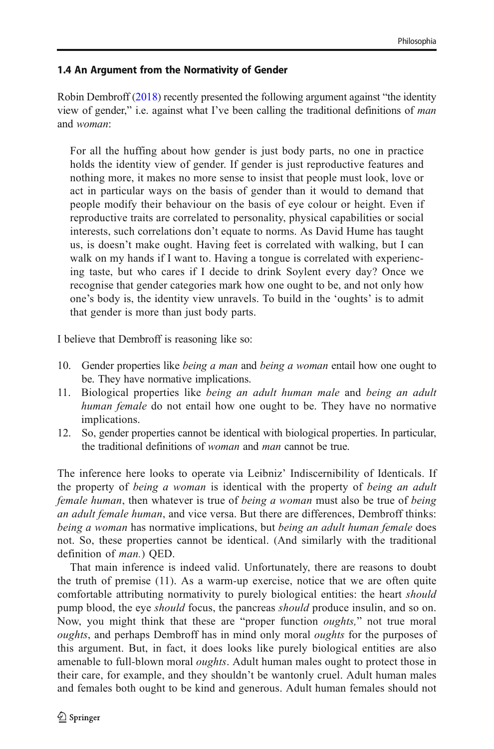### 1.4 An Argument from the Normativity of Gender

Robin Dembroff (2018) recently presented the following argument against "the identity view of gender," i.e. against what I've been calling the traditional definitions of *man* and *woman*:

> For all the huffing about how gender is just body parts, no one in practice holds the identity view of gender. If gender is just reproductive features and nothing more, it makes no more sense to insist that people must look, love or act in particular ways on the basis of gender than it would to demand that people modify their behaviour on the basis of eye colour or height. Even if reproductive traits are correlated to personality, physical capabilities or social interests, such correlations don't equate to norms. As David Hume has taught us, is doesn't make ought. Having feet is correlated with walking, but I can walk on my hands if I want to. Having a tongue is correlated with experiencing taste, but who cares if I decide to drink Soylent every day? Once we recognise that gender categories mark how one ought to be, and not only how one's body is, the identity view unravels. To build in the 'oughts' is to admit that gender is more than just body parts.

I believe that Dembroff is reasoning like so:

10. Gender properties like *being a man* and *being a woman* entail how one ought to be. They have normative implications.
11. Biological properties like *being an adult human male* and *being an adult human female* do not entail how one ought to be. They have no normative implications.
12. So, gender properties cannot be identical with biological properties. In particular, the traditional definitions of *woman* and *man* cannot be true.

The inference here looks to operate via Leibniz' Indiscernibility of Identicals. If the property of *being a woman* is identical with the property of *being an adult female human*, then whatever is true of *being a woman* must also be true of *being an adult female human*, and vice versa. But there are differences, Dembroff thinks: *being a woman* has normative implications, but *being an adult human female* does not. So, these properties cannot be identical. (And similarly with the traditional definition of *man.*) QED.

That main inference is indeed valid. Unfortunately, there are reasons to doubt the truth of premise (11). As a warm-up exercise, notice that we are often quite comfortable attributing normativity to purely biological entities: the heart *should* pump blood, the eye *should* focus, the pancreas *should* produce insulin, and so on. Now, you might think that these are "proper function *oughts,*" not true moral *oughts*, and perhaps Dembroff has in mind only moral *oughts* for the purposes of this argument. But, in fact, it does looks like purely biological entities are also amenable to full-blown moral *oughts*. Adult human males ought to protect those in their care, for example, and they shouldn't be wantonly cruel. Adult human males and females both ought to be kind and generous. Adult human females should not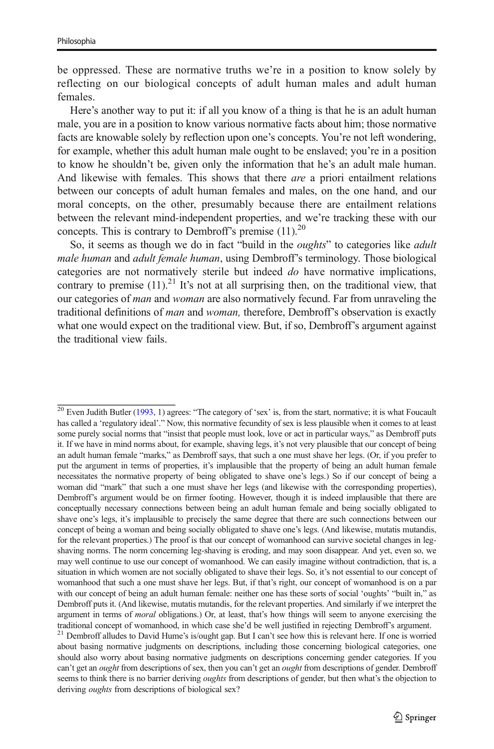be oppressed. These are normative truths we're in a position to know solely by reflecting on our biological concepts of adult human males and adult human females.

Here's another way to put it: if all you know of a thing is that he is an adult human male, you are in a position to know various normative facts about him; those normative facts are knowable solely by reflection upon one's concepts. You're not left wondering, for example, whether this adult human male ought to be enslaved; you're in a position to know he shouldn't be, given only the information that he's an adult male human. And likewise with females. This shows that there *are* a priori entailment relations between our concepts of adult human females and males, on the one hand, and our moral concepts, on the other, presumably because there are entailment relations between the relevant mind-independent properties, and we're tracking these with our concepts. This is contrary to Dembroff's premise (11).[20]

So, it seems as though we do in fact "build in the *oughts*" to categories like *adult male human* and *adult female human*, using Dembroff's terminology. Those biological categories are not normatively sterile but indeed *do* have normative implications, contrary to premise (11).[21] It's not at all surprising then, on the traditional view, that our categories of *man* and *woman* are also normatively fecund. Far from unraveling the traditional definitions of *man* and *woman,* therefore, Dembroff's observation is exactly what one would expect on the traditional view. But, if so, Dembroff's argument against the traditional view fails.

---

[20] Even Judith Butler (1993, 1) agrees: "The category of 'sex' is, from the start, normative; it is what Foucault has called a 'regulatory ideal'." Now, this normative fecundity of sex is less plausible when it comes to at least some purely social norms that "insist that people must look, love or act in particular ways," as Dembroff puts it. If we have in mind norms about, for example, shaving legs, it's not very plausible that our concept of being an adult human female "marks," as Dembroff says, that such a one must shave her legs. (Or, if you prefer to put the argument in terms of properties, it's implausible that the property of being an adult human female necessitates the normative property of being obligated to shave one's legs.) So if our concept of being a woman did "mark" that such a one must shave her legs (and likewise with the corresponding properties), Dembroff's argument would be on firmer footing. However, though it is indeed implausible that there are conceptually necessary connections between being an adult human female and being socially obligated to shave one's legs, it's implausible to precisely the same degree that there are such connections between our concept of being a woman and being socially obligated to shave one's legs. (And likewise, mutatis mutandis, for the relevant properties.) The proof is that our concept of womanhood can survive societal changes in leg-shaving norms. The norm concerning leg-shaving is eroding, and may soon disappear. And yet, even so, we may well continue to use our concept of womanhood. We can easily imagine without contradiction, that is, a situation in which women are not socially obligated to shave their legs. So, it's not essential to our concept of womanhood that such a one must shave her legs. But, if that's right, our concept of womanhood is on a par with our concept of being an adult human female: neither one has these sorts of social 'oughts' "built in," as Dembroff puts it. (And likewise, mutatis mutandis, for the relevant properties. And similarly if we interpret the argument in terms of *moral* obligations.) Or, at least, that's how things will seem to anyone exercising the traditional concept of womanhood, in which case she'd be well justified in rejecting Dembroff's argument.

[21] Dembroff alludes to David Hume's is/ought gap. But I can't see how this is relevant here. If one is worried about basing normative judgments on descriptions, including those concerning biological categories, one should also worry about basing normative judgments on descriptions concerning gender categories. If you can't get an *ought* from descriptions of sex, then you can't get an *ought* from descriptions of gender. Dembroff seems to think there is no barrier deriving *oughts* from descriptions of gender, but then what's the objection to deriving *oughts* from descriptions of biological sex?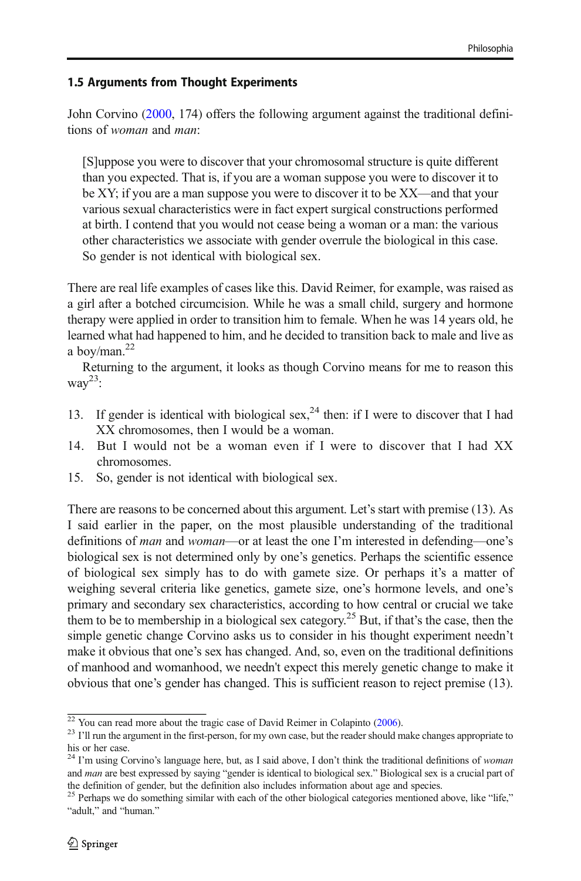### 1.5 Arguments from Thought Experiments

John Corvino (2000, 174) offers the following argument against the traditional definitions of *woman* and *man*:

> [S]uppose you were to discover that your chromosomal structure is quite different than you expected. That is, if you are a woman suppose you were to discover it to be XY; if you are a man suppose you were to discover it to be XX—and that your various sexual characteristics were in fact expert surgical constructions performed at birth. I contend that you would not cease being a woman or a man: the various other characteristics we associate with gender overrule the biological in this case. So gender is not identical with biological sex.

There are real life examples of cases like this. David Reimer, for example, was raised as a girl after a botched circumcision. While he was a small child, surgery and hormone therapy were applied in order to transition him to female. When he was 14 years old, he learned what had happened to him, and he decided to transition back to male and live as a boy/man.[22]

Returning to the argument, it looks as though Corvino means for me to reason this way[23]:

13. If gender is identical with biological sex,[24] then: if I were to discover that I had XX chromosomes, then I would be a woman.
14. But I would not be a woman even if I were to discover that I had XX chromosomes.
15. So, gender is not identical with biological sex.

There are reasons to be concerned about this argument. Let's start with premise (13). As I said earlier in the paper, on the most plausible understanding of the traditional definitions of *man* and *woman*—or at least the one I'm interested in defending—one's biological sex is not determined only by one's genetics. Perhaps the scientific essence of biological sex simply has to do with gamete size. Or perhaps it's a matter of weighing several criteria like genetics, gamete size, one's hormone levels, and one's primary and secondary sex characteristics, according to how central or crucial we take them to be to membership in a biological sex category.[25] But, if that's the case, then the simple genetic change Corvino asks us to consider in his thought experiment needn't make it obvious that one's sex has changed. And, so, even on the traditional definitions of manhood and womanhood, we needn't expect this merely genetic change to make it obvious that one's gender has changed. This is sufficient reason to reject premise (13).

---

[22] You can read more about the tragic case of David Reimer in Colapinto (2006).

[23] I'll run the argument in the first-person, for my own case, but the reader should make changes appropriate to his or her case.

[24] I'm using Corvino's language here, but, as I said above, I don't think the traditional definitions of *woman* and *man* are best expressed by saying "gender is identical to biological sex." Biological sex is a crucial part of the definition of gender, but the definition also includes information about age and species.

[25] Perhaps we do something similar with each of the other biological categories mentioned above, like "life," "adult," and "human."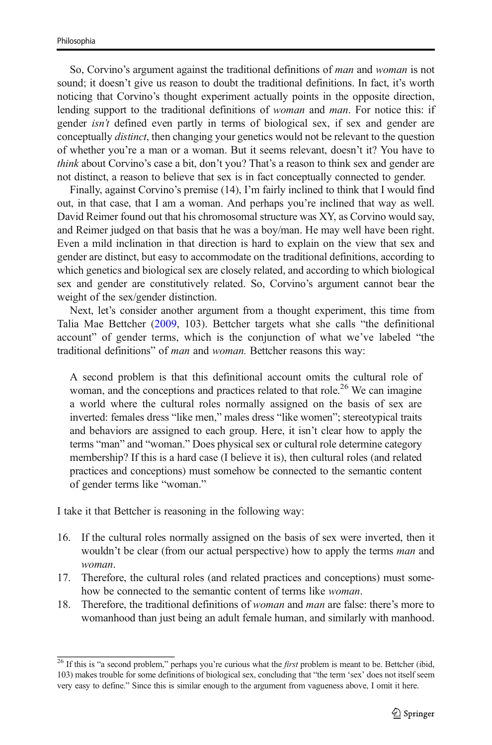So, Corvino's argument against the traditional definitions of *man* and *woman* is not sound; it doesn't give us reason to doubt the traditional definitions. In fact, it's worth noticing that Corvino's thought experiment actually points in the opposite direction, lending support to the traditional definitions of *woman* and *man*. For notice this: if gender *isn't* defined even partly in terms of biological sex, if sex and gender are conceptually *distinct*, then changing your genetics would not be relevant to the question of whether you're a man or a woman. But it seems relevant, doesn't it? You have to *think* about Corvino's case a bit, don't you? That's a reason to think sex and gender are not distinct, a reason to believe that sex is in fact conceptually connected to gender.

Finally, against Corvino's premise (14), I'm fairly inclined to think that I would find out, in that case, that I am a woman. And perhaps you're inclined that way as well. David Reimer found out that his chromosomal structure was XY, as Corvino would say, and Reimer judged on that basis that he was a boy/man. He may well have been right. Even a mild inclination in that direction is hard to explain on the view that sex and gender are distinct, but easy to accommodate on the traditional definitions, according to which genetics and biological sex are closely related, and according to which biological sex and gender are constitutively related. So, Corvino's argument cannot bear the weight of the sex/gender distinction.

Next, let's consider another argument from a thought experiment, this time from Talia Mae Bettcher (2009, 103). Bettcher targets what she calls "the definitional account" of gender terms, which is the conjunction of what we've labeled "the traditional definitions" of *man* and *woman.* Bettcher reasons this way:

> A second problem is that this definitional account omits the cultural role of woman, and the conceptions and practices related to that role.[26] We can imagine a world where the cultural roles normally assigned on the basis of sex are inverted: females dress "like men," males dress "like women"; stereotypical traits and behaviors are assigned to each group. Here, it isn't clear how to apply the terms "man" and "woman." Does physical sex or cultural role determine category membership? If this is a hard case (I believe it is), then cultural roles (and related practices and conceptions) must somehow be connected to the semantic content of gender terms like "woman."

I take it that Bettcher is reasoning in the following way:

16. If the cultural roles normally assigned on the basis of sex were inverted, then it wouldn't be clear (from our actual perspective) how to apply the terms *man* and *woman*.
17. Therefore, the cultural roles (and related practices and conceptions) must somehow be connected to the semantic content of terms like *woman*.
18. Therefore, the traditional definitions of *woman* and *man* are false: there's more to womanhood than just being an adult female human, and similarly with manhood.

---

[26] If this is "a second problem," perhaps you're curious what the *first* problem is meant to be. Bettcher (ibid, 103) makes trouble for some definitions of biological sex, concluding that "the term 'sex' does not itself seem very easy to define." Since this is similar enough to the argument from vagueness above, I omit it here.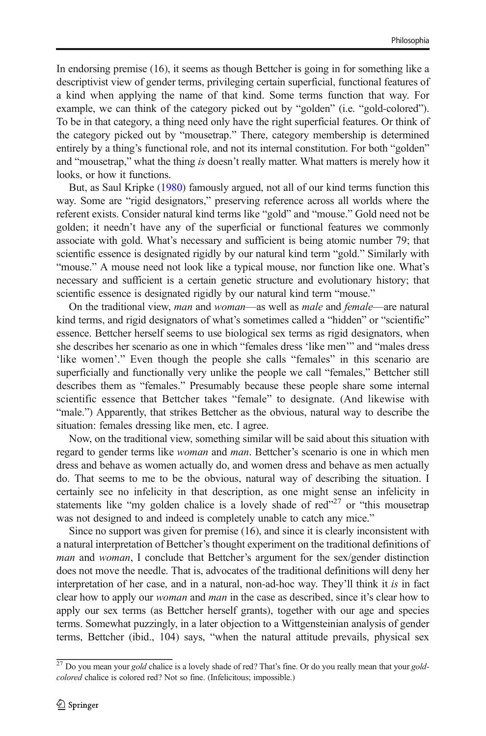In endorsing premise (16), it seems as though Bettcher is going in for something like a descriptivist view of gender terms, privileging certain superficial, functional features of a kind when applying the name of that kind. Some terms function that way. For example, we can think of the category picked out by "golden" (i.e. "gold-colored"). To be in that category, a thing need only have the right superficial features. Or think of the category picked out by "mousetrap." There, category membership is determined entirely by a thing's functional role, and not its internal constitution. For both "golden" and "mousetrap," what the thing *is* doesn't really matter. What matters is merely how it looks, or how it functions.

But, as Saul Kripke (1980) famously argued, not all of our kind terms function this way. Some are "rigid designators," preserving reference across all worlds where the referent exists. Consider natural kind terms like "gold" and "mouse." Gold need not be golden; it needn't have any of the superficial or functional features we commonly associate with gold. What's necessary and sufficient is being atomic number 79; that scientific essence is designated rigidly by our natural kind term "gold." Similarly with "mouse." A mouse need not look like a typical mouse, nor function like one. What's necessary and sufficient is a certain genetic structure and evolutionary history; that scientific essence is designated rigidly by our natural kind term "mouse."

On the traditional view, *man* and *woman*—as well as *male* and *female*—are natural kind terms, and rigid designators of what's sometimes called a "hidden" or "scientific" essence. Bettcher herself seems to use biological sex terms as rigid designators, when she describes her scenario as one in which "females dress 'like men'" and "males dress 'like women'." Even though the people she calls "females" in this scenario are superficially and functionally very unlike the people we call "females," Bettcher still describes them as "females." Presumably because these people share some internal scientific essence that Bettcher takes "female" to designate. (And likewise with "male.") Apparently, that strikes Bettcher as the obvious, natural way to describe the situation: females dressing like men, etc. I agree.

Now, on the traditional view, something similar will be said about this situation with regard to gender terms like *woman* and *man*. Bettcher's scenario is one in which men dress and behave as women actually do, and women dress and behave as men actually do. That seems to me to be the obvious, natural way of describing the situation. I certainly see no infelicity in that description, as one might sense an infelicity in statements like "my golden chalice is a lovely shade of red"[27] or "this mousetrap was not designed to and indeed is completely unable to catch any mice."

Since no support was given for premise (16), and since it is clearly inconsistent with a natural interpretation of Bettcher's thought experiment on the traditional definitions of *man* and *woman*, I conclude that Bettcher's argument for the sex/gender distinction does not move the needle. That is, advocates of the traditional definitions will deny her interpretation of her case, and in a natural, non-ad-hoc way. They'll think it *is* in fact clear how to apply our *woman* and *man* in the case as described, since it's clear how to apply our sex terms (as Bettcher herself grants), together with our age and species terms. Somewhat puzzlingly, in a later objection to a Wittgensteinian analysis of gender terms, Bettcher (ibid., 104) says, "when the natural attitude prevails, physical sex

---

[27] Do you mean your *gold* chalice is a lovely shade of red? That's fine. Or do you really mean that your *gold-colored* chalice is colored red? Not so fine. (Infelicitous; impossible.)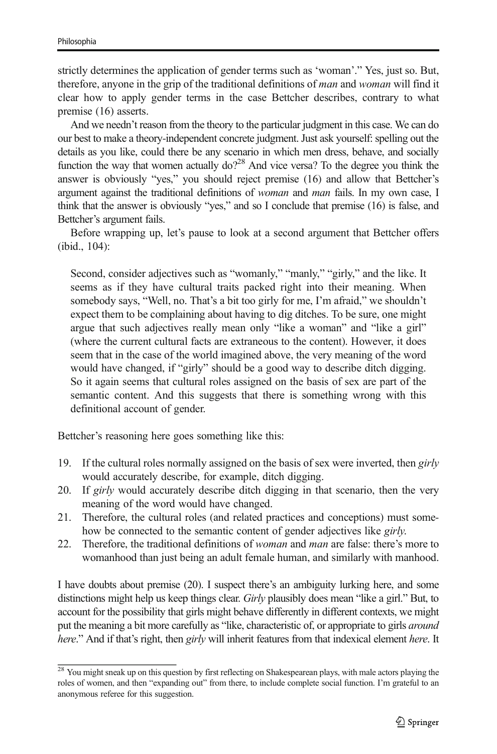strictly determines the application of gender terms such as 'woman'." Yes, just so. But, therefore, anyone in the grip of the traditional definitions of *man* and *woman* will find it clear how to apply gender terms in the case Bettcher describes, contrary to what premise (16) asserts.

And we needn't reason from the theory to the particular judgment in this case. We can do our best to make a theory-independent concrete judgment. Just ask yourself: spelling out the details as you like, could there be any scenario in which men dress, behave, and socially function the way that women actually do?[28] And vice versa? To the degree you think the answer is obviously "yes," you should reject premise (16) and allow that Bettcher's argument against the traditional definitions of *woman* and *man* fails. In my own case, I think that the answer is obviously "yes," and so I conclude that premise (16) is false, and Bettcher's argument fails.

Before wrapping up, let's pause to look at a second argument that Bettcher offers (ibid., 104):

> Second, consider adjectives such as "womanly," "manly," "girly," and the like. It seems as if they have cultural traits packed right into their meaning. When somebody says, "Well, no. That's a bit too girly for me, I'm afraid," we shouldn't expect them to be complaining about having to dig ditches. To be sure, one might argue that such adjectives really mean only "like a woman" and "like a girl" (where the current cultural facts are extraneous to the content). However, it does seem that in the case of the world imagined above, the very meaning of the word would have changed, if "girly" should be a good way to describe ditch digging. So it again seems that cultural roles assigned on the basis of sex are part of the semantic content. And this suggests that there is something wrong with this definitional account of gender.

Bettcher's reasoning here goes something like this:

19. If the cultural roles normally assigned on the basis of sex were inverted, then *girly* would accurately describe, for example, ditch digging.
20. If *girly* would accurately describe ditch digging in that scenario, then the very meaning of the word would have changed.
21. Therefore, the cultural roles (and related practices and conceptions) must somehow be connected to the semantic content of gender adjectives like *girly*.
22. Therefore, the traditional definitions of *woman* and *man* are false: there's more to womanhood than just being an adult female human, and similarly with manhood.

I have doubts about premise (20). I suspect there's an ambiguity lurking here, and some distinctions might help us keep things clear. *Girly* plausibly does mean "like a girl." But, to account for the possibility that girls might behave differently in different contexts, we might put the meaning a bit more carefully as "like, characteristic of, or appropriate to girls *around here*." And if that's right, then *girly* will inherit features from that indexical element *here*. It

[28] You might sneak up on this question by first reflecting on Shakespearean plays, with male actors playing the roles of women, and then "expanding out" from there, to include complete social function. I'm grateful to an anonymous referee for this suggestion.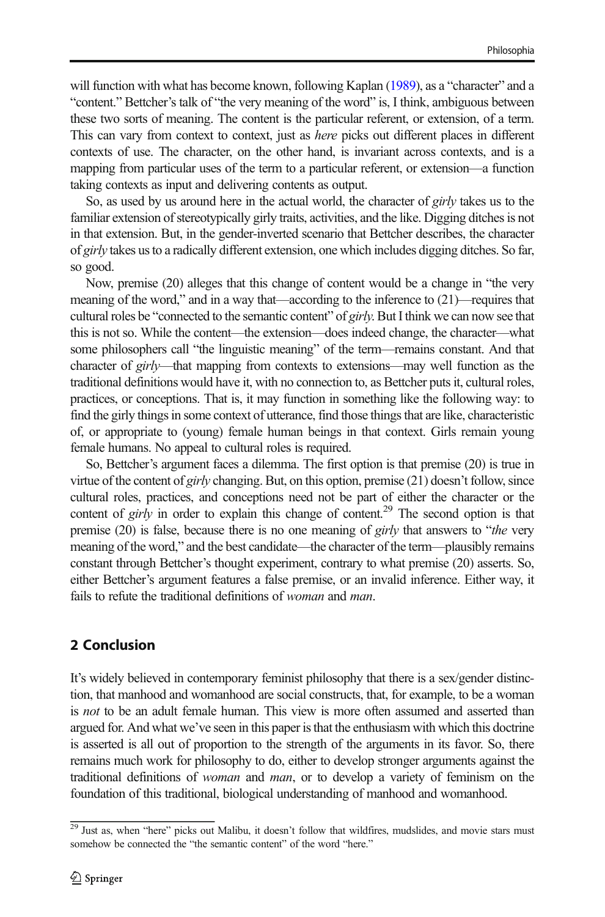will function with what has become known, following Kaplan (1989), as a "character" and a "content." Bettcher's talk of "the very meaning of the word" is, I think, ambiguous between these two sorts of meaning. The content is the particular referent, or extension, of a term. This can vary from context to context, just as *here* picks out different places in different contexts of use. The character, on the other hand, is invariant across contexts, and is a mapping from particular uses of the term to a particular referent, or extension—a function taking contexts as input and delivering contents as output.

So, as used by us around here in the actual world, the character of *girly* takes us to the familiar extension of stereotypically girly traits, activities, and the like. Digging ditches is not in that extension. But, in the gender-inverted scenario that Bettcher describes, the character of *girly* takes us to a radically different extension, one which includes digging ditches. So far, so good.

Now, premise (20) alleges that this change of content would be a change in "the very meaning of the word," and in a way that—according to the inference to (21)—requires that cultural roles be "connected to the semantic content" of *girly*. But I think we can now see that this is not so. While the content—the extension—does indeed change, the character—what some philosophers call "the linguistic meaning" of the term—remains constant. And that character of *girly*—that mapping from contexts to extensions—may well function as the traditional definitions would have it, with no connection to, as Bettcher puts it, cultural roles, practices, or conceptions. That is, it may function in something like the following way: to find the girly things in some context of utterance, find those things that are like, characteristic of, or appropriate to (young) female human beings in that context. Girls remain young female humans. No appeal to cultural roles is required.

So, Bettcher's argument faces a dilemma. The first option is that premise (20) is true in virtue of the content of *girly* changing. But, on this option, premise (21) doesn't follow, since cultural roles, practices, and conceptions need not be part of either the character or the content of *girly* in order to explain this change of content.[29] The second option is that premise (20) is false, because there is no one meaning of *girly* that answers to "*the* very meaning of the word," and the best candidate—the character of the term—plausibly remains constant through Bettcher's thought experiment, contrary to what premise (20) asserts. So, either Bettcher's argument features a false premise, or an invalid inference. Either way, it fails to refute the traditional definitions of *woman* and *man*.

## 2 Conclusion

It's widely believed in contemporary feminist philosophy that there is a sex/gender distinction, that manhood and womanhood are social constructs, that, for example, to be a woman is *not* to be an adult female human. This view is more often assumed and asserted than argued for. And what we've seen in this paper is that the enthusiasm with which this doctrine is asserted is all out of proportion to the strength of the arguments in its favor. So, there remains much work for philosophy to do, either to develop stronger arguments against the traditional definitions of *woman* and *man*, or to develop a variety of feminism on the foundation of this traditional, biological understanding of manhood and womanhood.

---

[29] Just as, when "here" picks out Malibu, it doesn't follow that wildfires, mudslides, and movie stars must somehow be connected the "the semantic content" of the word "here."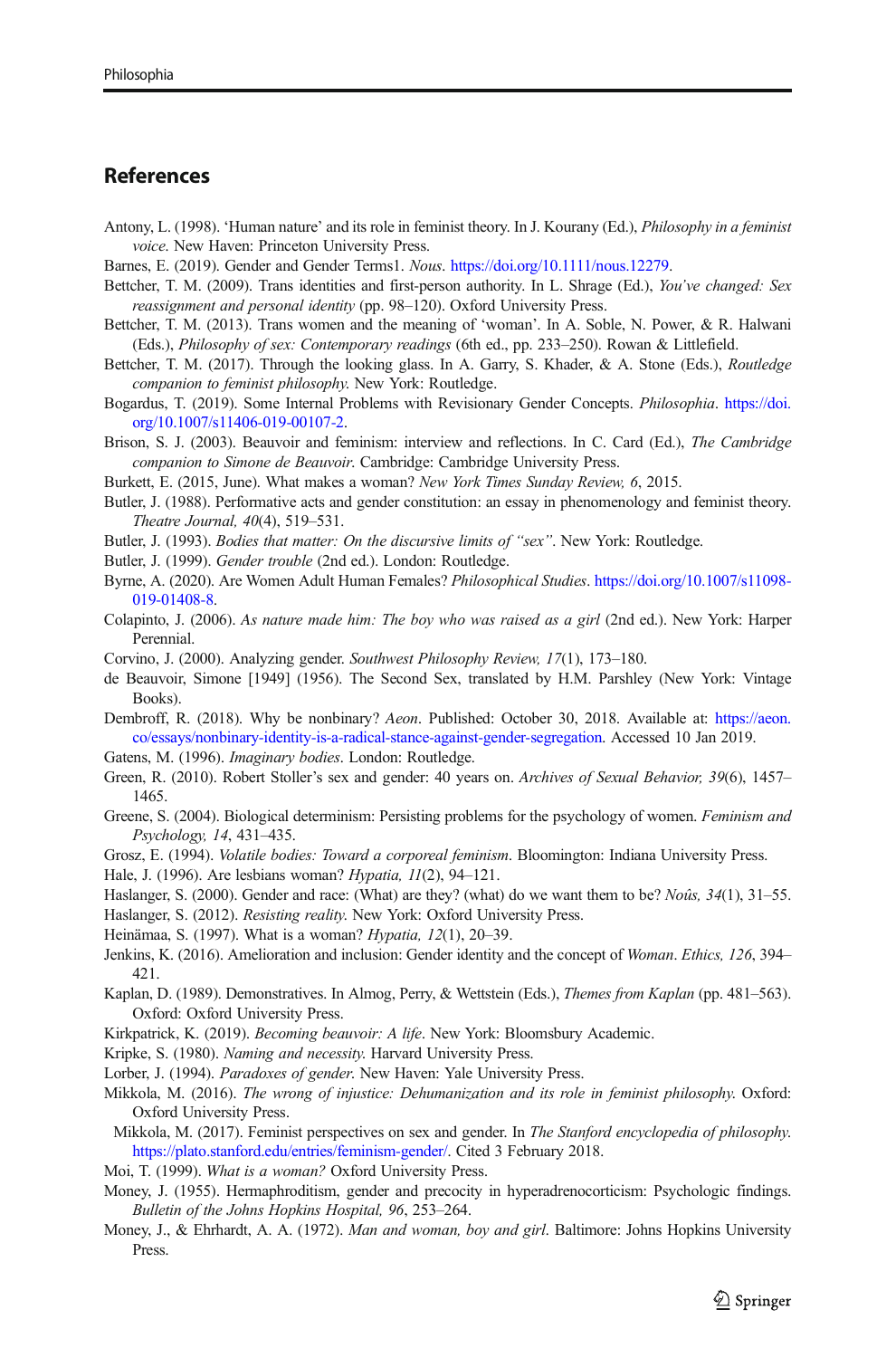## References

Antony, L. (1998). 'Human nature' and its role in feminist theory. In J. Kourany (Ed.), *Philosophy in a feminist voice*. New Haven: Princeton University Press.

Barnes, E. (2019). Gender and Gender Terms1. *Nous*. https://doi.org/10.1111/nous.12279.

Bettcher, T. M. (2009). Trans identities and first-person authority. In L. Shrage (Ed.), *You've changed: Sex reassignment and personal identity* (pp. 98–120). Oxford University Press.

Bettcher, T. M. (2013). Trans women and the meaning of 'woman'. In A. Soble, N. Power, & R. Halwani (Eds.), *Philosophy of sex: Contemporary readings* (6th ed., pp. 233–250). Rowan & Littlefield.

Bettcher, T. M. (2017). Through the looking glass. In A. Garry, S. Khader, & A. Stone (Eds.), *Routledge companion to feminist philosophy*. New York: Routledge.

Bogardus, T. (2019). Some Internal Problems with Revisionary Gender Concepts. *Philosophia*. https://doi.org/10.1007/s11406-019-00107-2.

Brison, S. J. (2003). Beauvoir and feminism: interview and reflections. In C. Card (Ed.), *The Cambridge companion to Simone de Beauvoir*. Cambridge: Cambridge University Press.

Burkett, E. (2015, June). What makes a woman? *New York Times Sunday Review, 6*, 2015.

Butler, J. (1988). Performative acts and gender constitution: an essay in phenomenology and feminist theory. *Theatre Journal, 40*(4), 519–531.

Butler, J. (1993). *Bodies that matter: On the discursive limits of "sex"*. New York: Routledge.

Butler, J. (1999). *Gender trouble* (2nd ed.). London: Routledge.

Byrne, A. (2020). Are Women Adult Human Females? *Philosophical Studies*. https://doi.org/10.1007/s11098-019-01408-8.

Colapinto, J. (2006). *As nature made him: The boy who was raised as a girl* (2nd ed.). New York: Harper Perennial.

Corvino, J. (2000). Analyzing gender. *Southwest Philosophy Review, 17*(1), 173–180.

de Beauvoir, Simone [1949] (1956). The Second Sex, translated by H.M. Parshley (New York: Vintage Books).

Dembroff, R. (2018). Why be nonbinary? *Aeon*. Published: October 30, 2018. Available at: https://aeon.co/essays/nonbinary-identity-is-a-radical-stance-against-gender-segregation. Accessed 10 Jan 2019.

Gatens, M. (1996). *Imaginary bodies*. London: Routledge.

Green, R. (2010). Robert Stoller's sex and gender: 40 years on. *Archives of Sexual Behavior, 39*(6), 1457–1465.

Greene, S. (2004). Biological determinism: Persisting problems for the psychology of women. *Feminism and Psychology, 14*, 431–435.

Grosz, E. (1994). *Volatile bodies: Toward a corporeal feminism*. Bloomington: Indiana University Press.

Hale, J. (1996). Are lesbians woman? *Hypatia, 11*(2), 94–121.

Haslanger, S. (2000). Gender and race: (What) are they? (what) do we want them to be? *Noûs, 34*(1), 31–55.

Haslanger, S. (2012). *Resisting reality*. New York: Oxford University Press.

Heinämaa, S. (1997). What is a woman? *Hypatia, 12*(1), 20–39.

Jenkins, K. (2016). Amelioration and inclusion: Gender identity and the concept of *Woman*. *Ethics, 126*, 394–421.

Kaplan, D. (1989). Demonstratives. In Almog, Perry, & Wettstein (Eds.), *Themes from Kaplan* (pp. 481–563). Oxford: Oxford University Press.

Kirkpatrick, K. (2019). *Becoming beauvoir: A life*. New York: Bloomsbury Academic.

Kripke, S. (1980). *Naming and necessity*. Harvard University Press.

Lorber, J. (1994). *Paradoxes of gender*. New Haven: Yale University Press.

Mikkola, M. (2016). *The wrong of injustice: Dehumanization and its role in feminist philosophy*. Oxford: Oxford University Press.

Mikkola, M. (2017). Feminist perspectives on sex and gender. In *The Stanford encyclopedia of philosophy*. https://plato.stanford.edu/entries/feminism-gender/. Cited 3 February 2018.

Moi, T. (1999). *What is a woman?* Oxford University Press.

Money, J. (1955). Hermaphroditism, gender and precocity in hyperadrenocorticism: Psychologic findings. *Bulletin of the Johns Hopkins Hospital, 96*, 253–264.

Money, J., & Ehrhardt, A. A. (1972). *Man and woman, boy and girl*. Baltimore: Johns Hopkins University Press.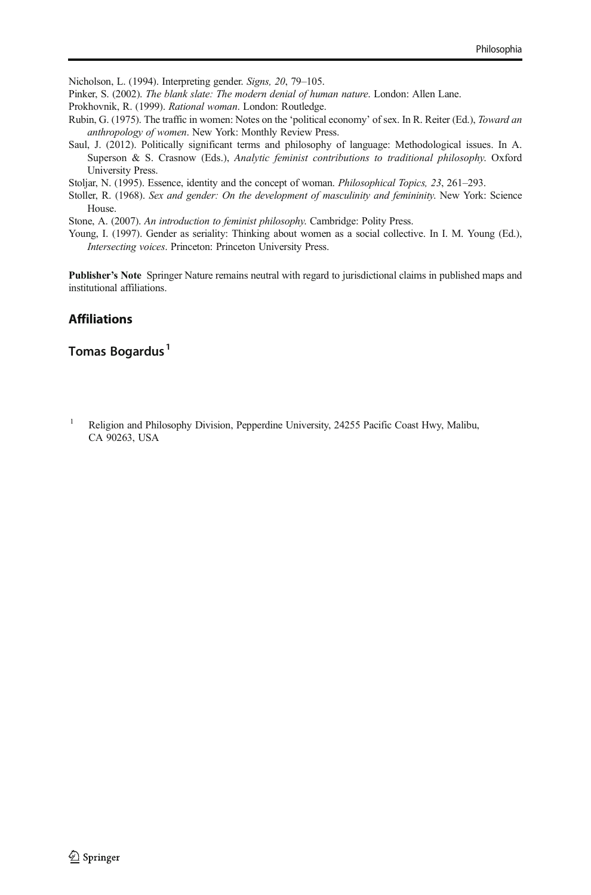Nicholson, L. (1994). Interpreting gender. *Signs, 20*, 79–105.

Pinker, S. (2002). *The blank slate: The modern denial of human nature*. London: Allen Lane.

Prokhovnik, R. (1999). *Rational woman*. London: Routledge.

Rubin, G. (1975). The traffic in women: Notes on the 'political economy' of sex. In R. Reiter (Ed.), *Toward an anthropology of women*. New York: Monthly Review Press.

Saul, J. (2012). Politically significant terms and philosophy of language: Methodological issues. In A. Superson & S. Crasnow (Eds.), *Analytic feminist contributions to traditional philosophy*. Oxford University Press.

Stoljar, N. (1995). Essence, identity and the concept of woman. *Philosophical Topics, 23*, 261–293.

Stoller, R. (1968). *Sex and gender: On the development of masculinity and femininity*. New York: Science House.

Stone, A. (2007). *An introduction to feminist philosophy*. Cambridge: Polity Press.

Young, I. (1997). Gender as seriality: Thinking about women as a social collective. In I. M. Young (Ed.), *Intersecting voices*. Princeton: Princeton University Press.

**Publisher's Note** Springer Nature remains neutral with regard to jurisdictional claims in published maps and institutional affiliations.

## Affiliations

### Tomas Bogardus[1]

[1] Religion and Philosophy Division, Pepperdine University, 24255 Pacific Coast Hwy, Malibu, CA 90263, USA